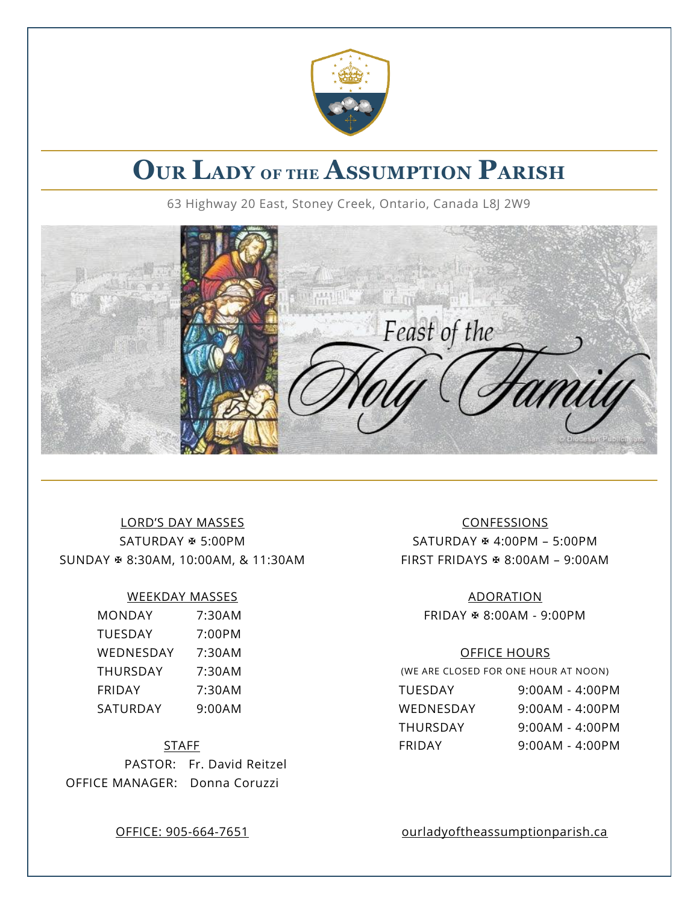# Our Lady of the Assumption Parish

63 Highway 20 East, Stoney Creek, Ontario, Canada L8J 2W9

Feast of the Holy Family

© Diocesan Publications

LORD'S DAY MASSES

SATURDAY ✠ 5:00PM

SUNDAY ✠ 8:30AM, 10:00AM, & 11:30AM

WEEKDAY MASSES

| | |
|---|---|
| MONDAY | 7:30AM |
| TUESDAY | 7:00PM |
| WEDNESDAY | 7:30AM |
| THURSDAY | 7:30AM |
| FRIDAY | 7:30AM |
| SATURDAY | 9:00AM |

STAFF

PASTOR: Fr. David Reitzel

OFFICE MANAGER: Donna Coruzzi

CONFESSIONS

SATURDAY ✠ 4:00PM – 5:00PM

FIRST FRIDAYS ✠ 8:00AM – 9:00AM

ADORATION

FRIDAY ✠ 8:00AM - 9:00PM

OFFICE HOURS

(WE ARE CLOSED FOR ONE HOUR AT NOON)

| | |
|---|---|
| TUESDAY | 9:00AM - 4:00PM |
| WEDNESDAY | 9:00AM - 4:00PM |
| THURSDAY | 9:00AM - 4:00PM |
| FRIDAY | 9:00AM - 4:00PM |

OFFICE: 905-664-7651

ourladyoftheassumptionparish.ca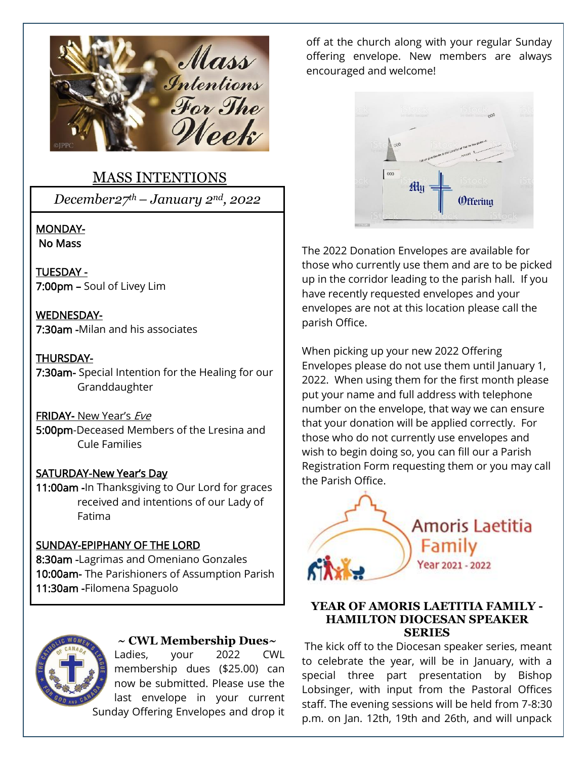## MASS INTENTIONS

*December27th – January 2nd, 2022*

MONDAY-
No Mass

TUESDAY -
**7:00pm –** Soul of Livey Lim

WEDNESDAY-
**7:30am -**Milan and his associates

THURSDAY-
**7:30am-** Special Intention for the Healing for our Granddaughter

FRIDAY- New Year's *Eve*
**5:00pm**-Deceased Members of the Lresina and Cule Families

SATURDAY-New Year's Day
**11:00am -**In Thanksgiving to Our Lord for graces received and intentions of our Lady of Fatima

SUNDAY-EPIPHANY OF THE LORD
**8:30am -**Lagrimas and Omeniano Gonzales
**10:00am-** The Parishioners of Assumption Parish
**11:30am -**Filomena Spaguolo

### ~ CWL Membership Dues~

Ladies, your 2022 CWL membership dues ($25.00) can now be submitted. Please use the last envelope in your current Sunday Offering Envelopes and drop it off at the church along with your regular Sunday offering envelope. New members are always encouraged and welcome!

The 2022 Donation Envelopes are available for those who currently use them and are to be picked up in the corridor leading to the parish hall. If you have recently requested envelopes and your envelopes are not at this location please call the parish Office.

When picking up your new 2022 Offering Envelopes please do not use them until January 1, 2022. When using them for the first month please put your name and full address with telephone number on the envelope, that way we can ensure that your donation will be applied correctly. For those who do not currently use envelopes and wish to begin doing so, you can fill our a Parish Registration Form requesting them or you may call the Parish Office.

### YEAR OF AMORIS LAETITIA FAMILY - HAMILTON DIOCESAN SPEAKER SERIES

The kick off to the Diocesan speaker series, meant to celebrate the year, will be in January, with a special three part presentation by Bishop Lobsinger, with input from the Pastoral Offices staff. The evening sessions will be held from 7-8:30 p.m. on Jan. 12th, 19th and 26th, and will unpack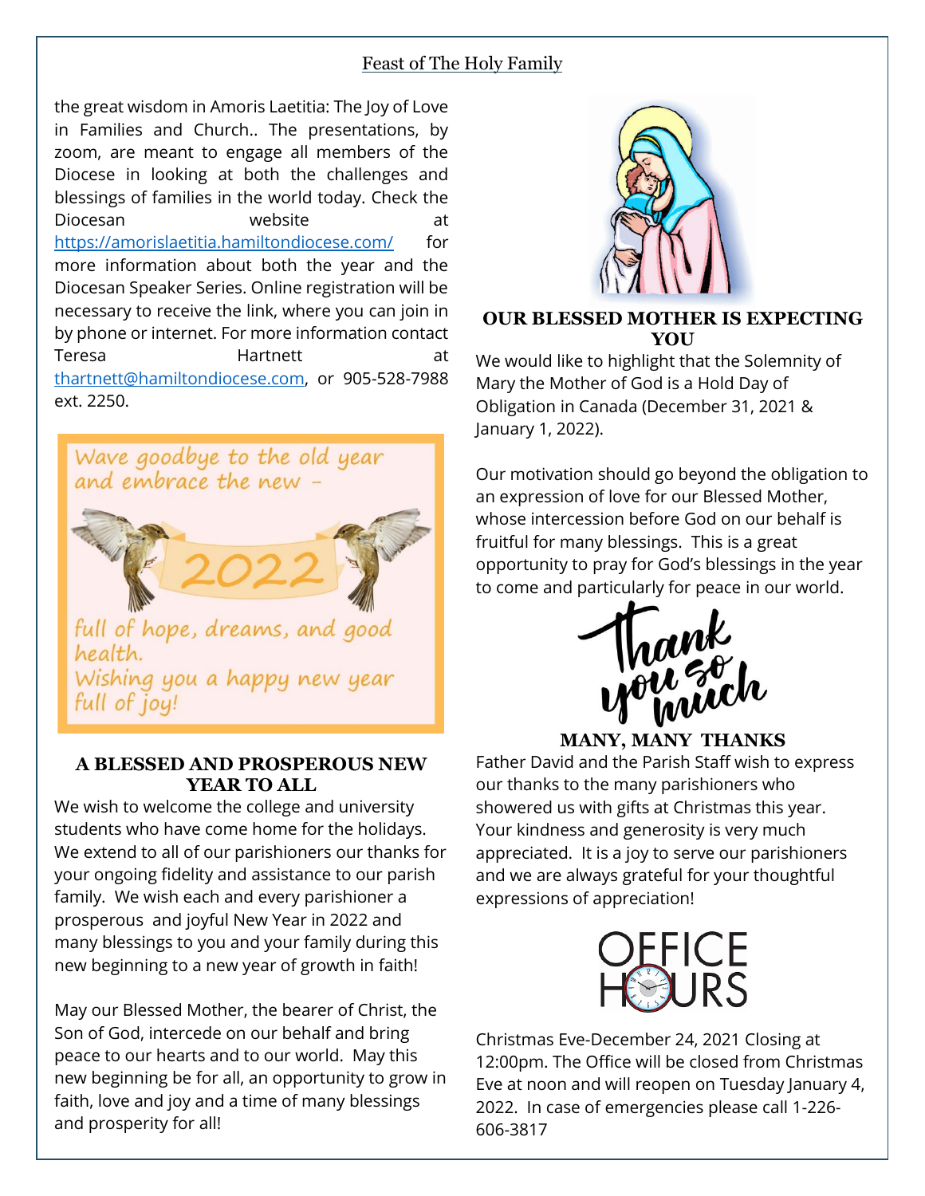the great wisdom in Amoris Laetitia: The Joy of Love in Families and Church.. The presentations, by zoom, are meant to engage all members of the Diocese in looking at both the challenges and blessings of families in the world today. Check the Diocesan website at https://amorislaetitia.hamiltondiocese.com/ for more information about both the year and the Diocesan Speaker Series. Online registration will be necessary to receive the link, where you can join in by phone or internet. For more information contact Teresa Hartnett at thartnett@hamiltondiocese.com, or 905-528-7988 ext. 2250.

Wave goodbye to the old year and embrace the new – 2022 full of hope, dreams, and good health. Wishing you a happy new year full of joy!

### A BLESSED AND PROSPEROUS NEW YEAR TO ALL

We wish to welcome the college and university students who have come home for the holidays. We extend to all of our parishioners our thanks for your ongoing fidelity and assistance to our parish family. We wish each and every parishioner a prosperous and joyful New Year in 2022 and many blessings to you and your family during this new beginning to a new year of growth in faith!

May our Blessed Mother, the bearer of Christ, the Son of God, intercede on our behalf and bring peace to our hearts and to our world. May this new beginning be for all, an opportunity to grow in faith, love and joy and a time of many blessings and prosperity for all!

### OUR BLESSED MOTHER IS EXPECTING YOU

We would like to highlight that the Solemnity of Mary the Mother of God is a Hold Day of Obligation in Canada (December 31, 2021 & January 1, 2022).

Our motivation should go beyond the obligation to an expression of love for our Blessed Mother, whose intercession before God on our behalf is fruitful for many blessings. This is a great opportunity to pray for God's blessings in the year to come and particularly for peace in our world.

Thank you so much

### MANY, MANY THANKS

Father David and the Parish Staff wish to express our thanks to the many parishioners who showered us with gifts at Christmas this year. Your kindness and generosity is very much appreciated. It is a joy to serve our parishioners and we are always grateful for your thoughtful expressions of appreciation!

### OFFICE HOURS

Christmas Eve-December 24, 2021 Closing at 12:00pm. The Office will be closed from Christmas Eve at noon and will reopen on Tuesday January 4, 2022. In case of emergencies please call 1-226-606-3817